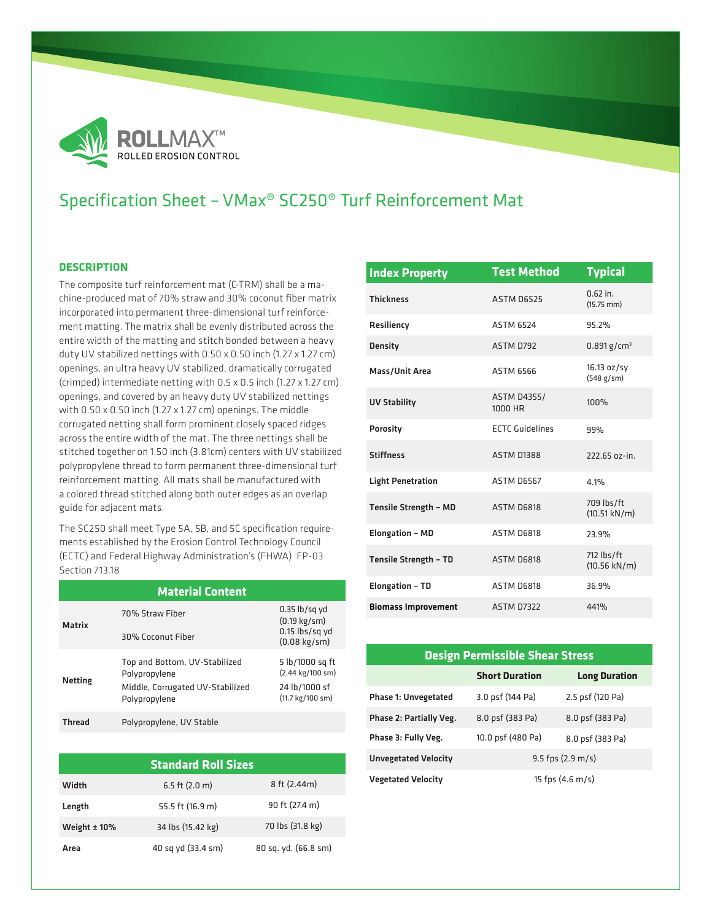ROLLMAX™
ROLLED EROSION CONTROL

# Specification Sheet – VMax® SC250® Turf Reinforcement Mat

## DESCRIPTION

The composite turf reinforcement mat (C-TRM) shall be a machine-produced mat of 70% straw and 30% coconut fiber matrix incorporated into permanent three-dimensional turf reinforcement matting. The matrix shall be evenly distributed across the entire width of the matting and stitch bonded between a heavy duty UV stabilized nettings with 0.50 x 0.50 inch (1.27 x 1.27 cm) openings, an ultra heavy UV stabilized, dramatically corrugated (crimped) intermediate netting with 0.5 x 0.5 inch (1.27 x 1.27 cm) openings, and covered by an heavy duty UV stabilized nettings with 0.50 x 0.50 inch (1.27 x 1.27 cm) openings. The middle corrugated netting shall form prominent closely spaced ridges across the entire width of the mat. The three nettings shall be stitched together on 1.50 inch (3.81cm) centers with UV stabilized polypropylene thread to form permanent three-dimensional turf reinforcement matting. All mats shall be manufactured with a colored thread stitched along both outer edges as an overlap guide for adjacent mats.

The SC250 shall meet Type 5A, 5B, and 5C specification requirements established by the Erosion Control Technology Council (ECTC) and Federal Highway Administration's (FHWA) FP-03 Section 713.18

| Material Content | | |
|---|---|---|
| Matrix | 70% Straw Fiber | 0.35 lb/sq yd (0.19 kg/sm) |
| | 30% Coconut Fiber | 0.15 lbs/sq yd (0.08 kg/sm) |
| Netting | Top and Bottom, UV-Stabilized Polypropylene | 5 lb/1000 sq ft (2.44 kg/100 sm) |
| | Middle, Corrugated UV-Stabilized Polypropylene | 24 lb/1000 sf (11.7 kg/100 sm) |
| Thread | Polypropylene, UV Stable | |

| Standard Roll Sizes | | |
|---|---|---|
| Width | 6.5 ft (2.0 m) | 8 ft (2.44m) |
| Length | 55.5 ft (16.9 m) | 90 ft (27.4 m) |
| Weight ± 10% | 34 lbs (15.42 kg) | 70 lbs (31.8 kg) |
| Area | 40 sq yd (33.4 sm) | 80 sq. yd. (66.8 sm) |

| Index Property | Test Method | Typical |
|---|---|---|
| Thickness | ASTM D6525 | 0.62 in. (15.75 mm) |
| Resiliency | ASTM 6524 | 95.2% |
| Density | ASTM D792 | 0.891 g/cm$^3$ |
| Mass/Unit Area | ASTM 6566 | 16.13 oz/sy (548 g/sm) |
| UV Stability | ASTM D4355/ 1000 HR | 100% |
| Porosity | ECTC Guidelines | 99% |
| Stiffness | ASTM D1388 | 222.65 oz-in. |
| Light Penetration | ASTM D6567 | 4.1% |
| Tensile Strength – MD | ASTM D6818 | 709 lbs/ft (10.51 kN/m) |
| Elongation – MD | ASTM D6818 | 23.9% |
| Tensile Strength – TD | ASTM D6818 | 712 lbs/ft (10.56 kN/m) |
| Elongation – TD | ASTM D6818 | 36.9% |
| Biomass Improvement | ASTM D7322 | 441% |

| Design Permissible Shear Stress | | |
|---|---|---|
| | Short Duration | Long Duration |
| Phase 1: Unvegetated | 3.0 psf (144 Pa) | 2.5 psf (120 Pa) |
| Phase 2: Partially Veg. | 8.0 psf (383 Pa) | 8.0 psf (383 Pa) |
| Phase 3: Fully Veg. | 10.0 psf (480 Pa) | 8.0 psf (383 Pa) |
| Unvegetated Velocity | 9.5 fps (2.9 m/s) | |
| Vegetated Velocity | 15 fps (4.6 m/s) | |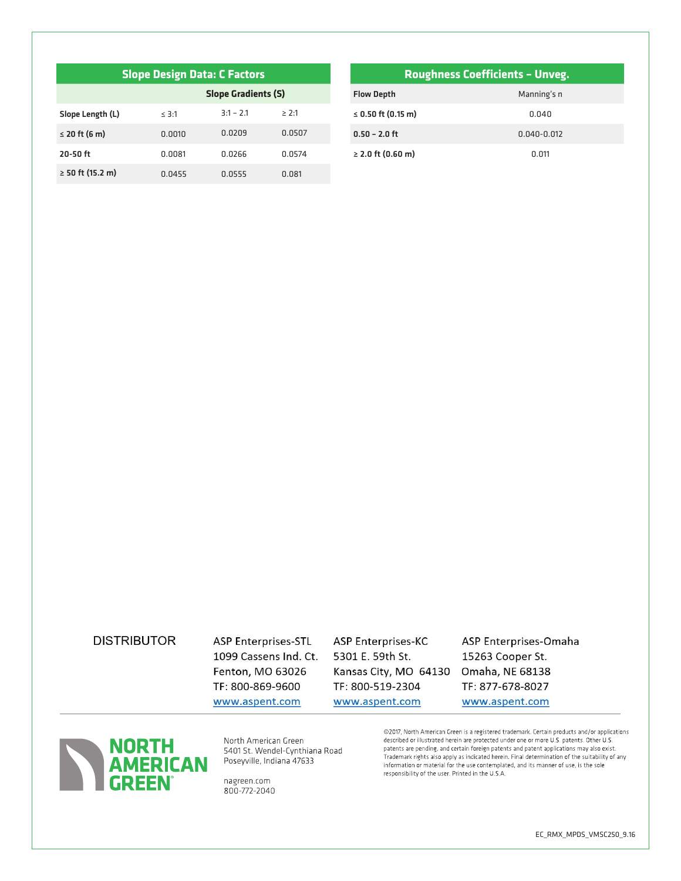## Slope Design Data: C Factors

| | Slope Gradients (S) | | |
|---|---|---|---|
| **Slope Length (L)** | ≤ 3:1 | 3:1 – 2:1 | ≥ 2:1 |
| **≤ 20 ft (6 m)** | 0.0010 | 0.0209 | 0.0507 |
| **20-50 ft** | 0.0081 | 0.0266 | 0.0574 |
| **≥ 50 ft (15.2 m)** | 0.0455 | 0.0555 | 0.081 |

## Roughness Coefficients – Unveg.

| Flow Depth | Manning's n |
|---|---|
| **≤ 0.50 ft (0.15 m)** | 0.040 |
| **0.50 – 2.0 ft** | 0.040-0.012 |
| **≥ 2.0 ft (0.60 m)** | 0.011 |

DISTRIBUTOR

ASP Enterprises-STL
1099 Cassens Ind. Ct.
Fenton, MO 63026
TF: 800-869-9600
www.aspent.com

ASP Enterprises-KC
5301 E. 59th St.
Kansas City, MO 64130
TF: 800-519-2304
www.aspent.com

ASP Enterprises-Omaha
15263 Cooper St.
Omaha, NE 68138
TF: 877-678-8027
www.aspent.com

NORTH AMERICAN GREEN®

North American Green
5401 St. Wendel-Cynthiana Road
Poseyville, Indiana 47633

nagreen.com
800-772-2040

©2017, North American Green is a registered trademark. Certain products and/or applications described or illustrated herein are protected under one or more U.S. patents. Other U.S. patents are pending, and certain foreign patents and patent applications may also exist. Trademark rights also apply as indicated herein. Final determination of the suitability of any information or material for the use contemplated, and its manner of use, is the sole responsibility of the user. Printed in the U.S.A.

EC_RMX_MPDS_VMSC250_9.16